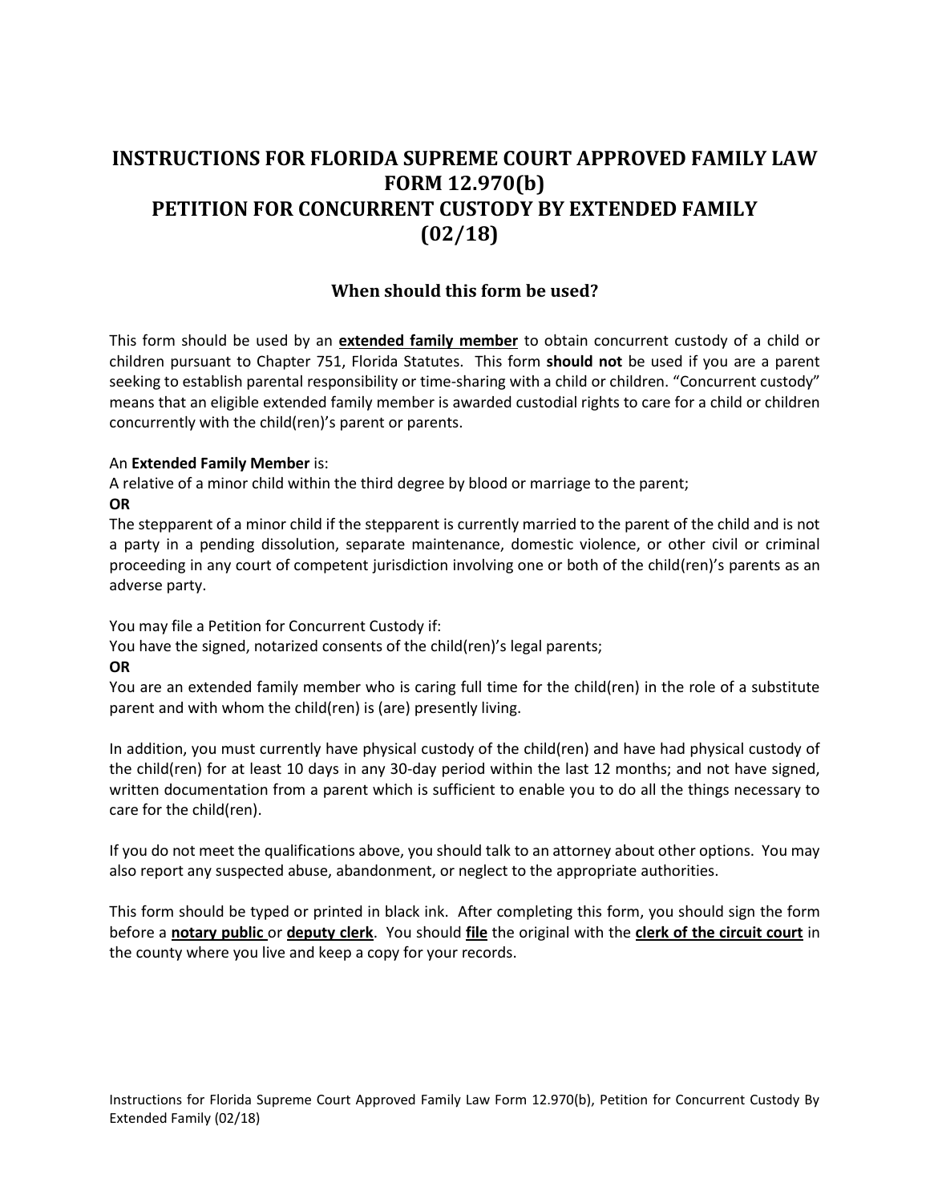# INSTRUCTIONS FOR FLORIDA SUPREME COURT APPROVED FAMILY LAW FORM 12.970(b) PETITION FOR CONCURRENT CUSTODY BY EXTENDED FAMILY (02/18)

## When should this form be used?

This form should be used by an **extended family member** to obtain concurrent custody of a child or children pursuant to Chapter 751, Florida Statutes. This form **should not** be used if you are a parent seeking to establish parental responsibility or time-sharing with a child or children. "Concurrent custody" means that an eligible extended family member is awarded custodial rights to care for a child or children concurrently with the child(ren)'s parent or parents.

An **Extended Family Member** is:

A relative of a minor child within the third degree by blood or marriage to the parent;

**OR**

The stepparent of a minor child if the stepparent is currently married to the parent of the child and is not a party in a pending dissolution, separate maintenance, domestic violence, or other civil or criminal proceeding in any court of competent jurisdiction involving one or both of the child(ren)'s parents as an adverse party.

You may file a Petition for Concurrent Custody if:

You have the signed, notarized consents of the child(ren)'s legal parents;

**OR**

You are an extended family member who is caring full time for the child(ren) in the role of a substitute parent and with whom the child(ren) is (are) presently living.

In addition, you must currently have physical custody of the child(ren) and have had physical custody of the child(ren) for at least 10 days in any 30-day period within the last 12 months; and not have signed, written documentation from a parent which is sufficient to enable you to do all the things necessary to care for the child(ren).

If you do not meet the qualifications above, you should talk to an attorney about other options. You may also report any suspected abuse, abandonment, or neglect to the appropriate authorities.

This form should be typed or printed in black ink. After completing this form, you should sign the form before a **notary public** or **deputy clerk**. You should **file** the original with the **clerk of the circuit court** in the county where you live and keep a copy for your records.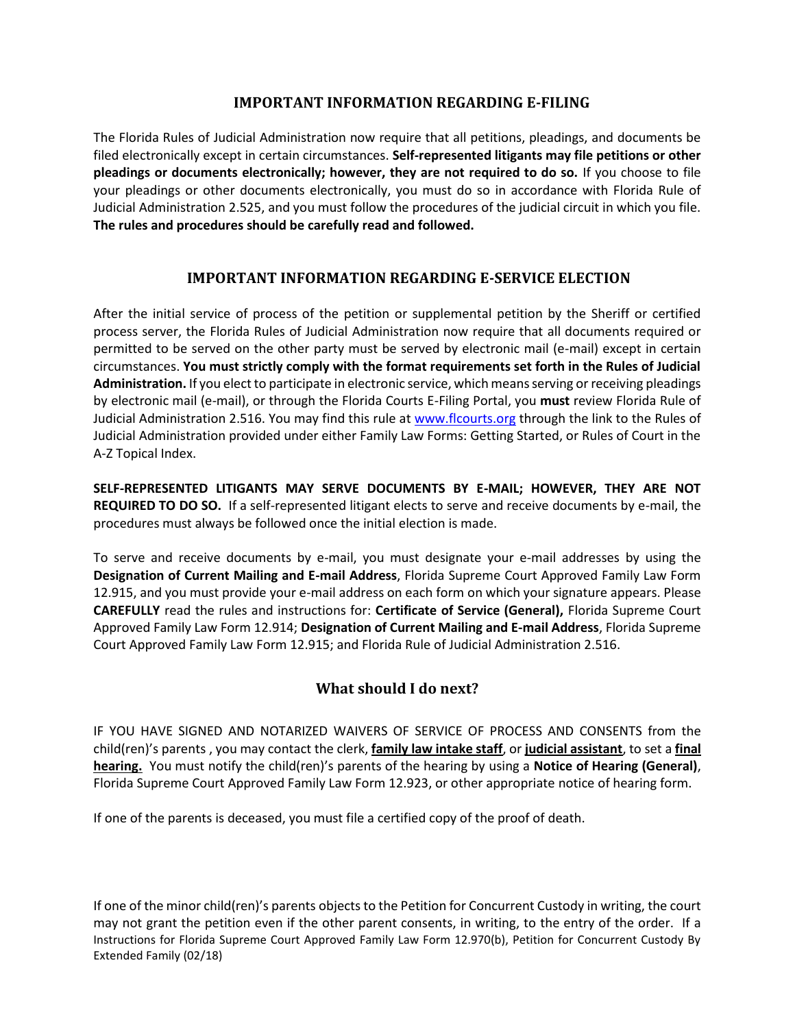## IMPORTANT INFORMATION REGARDING E-FILING

The Florida Rules of Judicial Administration now require that all petitions, pleadings, and documents be filed electronically except in certain circumstances. **Self-represented litigants may file petitions or other pleadings or documents electronically; however, they are not required to do so.** If you choose to file your pleadings or other documents electronically, you must do so in accordance with Florida Rule of Judicial Administration 2.525, and you must follow the procedures of the judicial circuit in which you file. **The rules and procedures should be carefully read and followed.**

## IMPORTANT INFORMATION REGARDING E-SERVICE ELECTION

After the initial service of process of the petition or supplemental petition by the Sheriff or certified process server, the Florida Rules of Judicial Administration now require that all documents required or permitted to be served on the other party must be served by electronic mail (e-mail) except in certain circumstances. **You must strictly comply with the format requirements set forth in the Rules of Judicial Administration.** If you elect to participate in electronic service, which means serving or receiving pleadings by electronic mail (e-mail), or through the Florida Courts E-Filing Portal, you **must** review Florida Rule of Judicial Administration 2.516. You may find this rule at www.flcourts.org through the link to the Rules of Judicial Administration provided under either Family Law Forms: Getting Started, or Rules of Court in the A-Z Topical Index.

**SELF-REPRESENTED LITIGANTS MAY SERVE DOCUMENTS BY E-MAIL; HOWEVER, THEY ARE NOT REQUIRED TO DO SO.** If a self-represented litigant elects to serve and receive documents by e-mail, the procedures must always be followed once the initial election is made.

To serve and receive documents by e-mail, you must designate your e-mail addresses by using the **Designation of Current Mailing and E-mail Address**, Florida Supreme Court Approved Family Law Form 12.915, and you must provide your e-mail address on each form on which your signature appears. Please **CAREFULLY** read the rules and instructions for: **Certificate of Service (General),** Florida Supreme Court Approved Family Law Form 12.914; **Designation of Current Mailing and E-mail Address**, Florida Supreme Court Approved Family Law Form 12.915; and Florida Rule of Judicial Administration 2.516.

## What should I do next?

IF YOU HAVE SIGNED AND NOTARIZED WAIVERS OF SERVICE OF PROCESS AND CONSENTS from the child(ren)'s parents , you may contact the clerk, **family law intake staff**, or **judicial assistant**, to set a **final hearing.** You must notify the child(ren)'s parents of the hearing by using a **Notice of Hearing (General)**, Florida Supreme Court Approved Family Law Form 12.923, or other appropriate notice of hearing form.

If one of the parents is deceased, you must file a certified copy of the proof of death.

If one of the minor child(ren)'s parents objects to the Petition for Concurrent Custody in writing, the court may not grant the petition even if the other parent consents, in writing, to the entry of the order. If a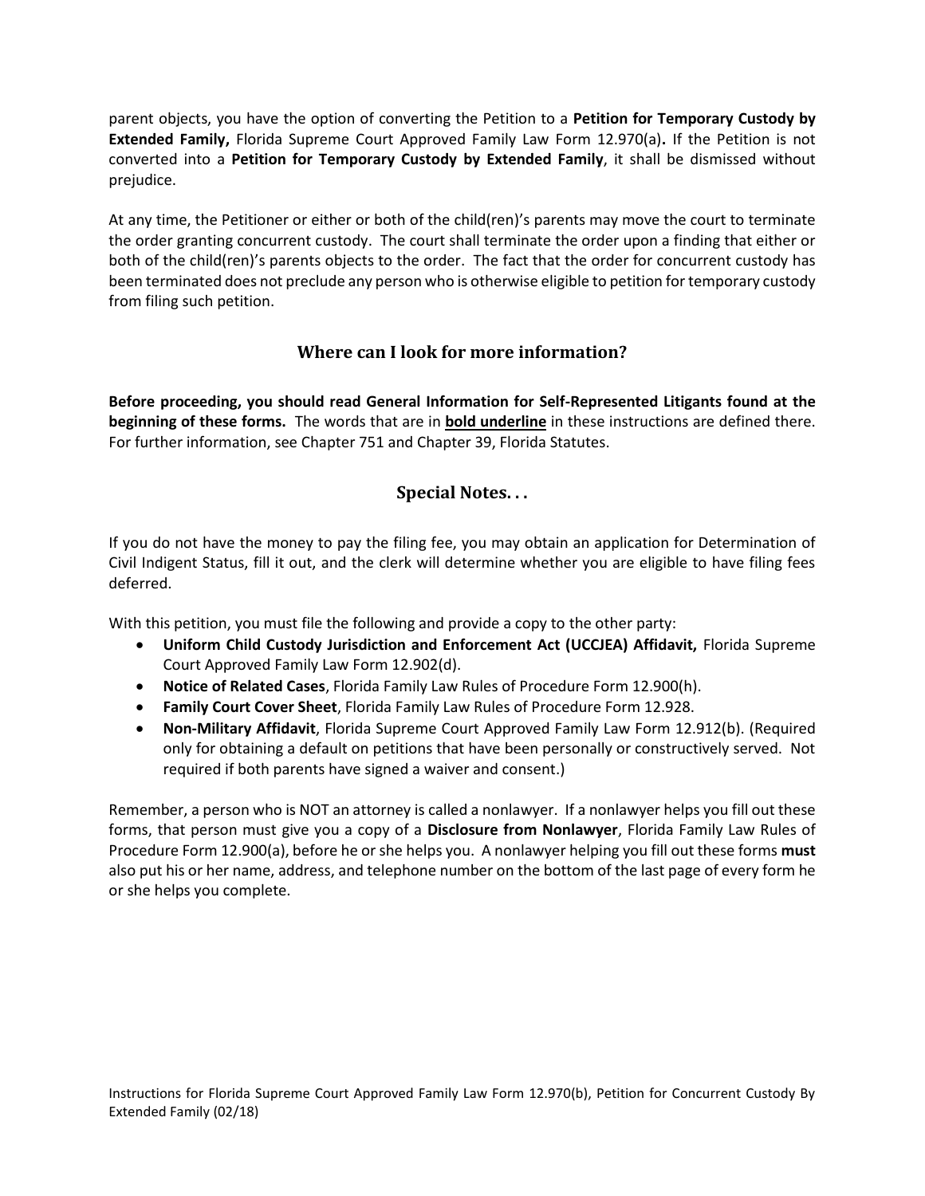parent objects, you have the option of converting the Petition to a **Petition for Temporary Custody by Extended Family,** Florida Supreme Court Approved Family Law Form 12.970(a)**.** If the Petition is not converted into a **Petition for Temporary Custody by Extended Family**, it shall be dismissed without prejudice.

At any time, the Petitioner or either or both of the child(ren)'s parents may move the court to terminate the order granting concurrent custody. The court shall terminate the order upon a finding that either or both of the child(ren)'s parents objects to the order. The fact that the order for concurrent custody has been terminated does not preclude any person who is otherwise eligible to petition for temporary custody from filing such petition.

## Where can I look for more information?

**Before proceeding, you should read General Information for Self-Represented Litigants found at the beginning of these forms.** The words that are in **<u>bold underline</u>** in these instructions are defined there. For further information, see Chapter 751 and Chapter 39, Florida Statutes.

## Special Notes. . .

If you do not have the money to pay the filing fee, you may obtain an application for Determination of Civil Indigent Status, fill it out, and the clerk will determine whether you are eligible to have filing fees deferred.

With this petition, you must file the following and provide a copy to the other party:

- **Uniform Child Custody Jurisdiction and Enforcement Act (UCCJEA) Affidavit,** Florida Supreme Court Approved Family Law Form 12.902(d).
- **Notice of Related Cases**, Florida Family Law Rules of Procedure Form 12.900(h).
- **Family Court Cover Sheet**, Florida Family Law Rules of Procedure Form 12.928.
- **Non-Military Affidavit**, Florida Supreme Court Approved Family Law Form 12.912(b). (Required only for obtaining a default on petitions that have been personally or constructively served. Not required if both parents have signed a waiver and consent.)

Remember, a person who is NOT an attorney is called a nonlawyer. If a nonlawyer helps you fill out these forms, that person must give you a copy of a **Disclosure from Nonlawyer**, Florida Family Law Rules of Procedure Form 12.900(a), before he or she helps you. A nonlawyer helping you fill out these forms **must** also put his or her name, address, and telephone number on the bottom of the last page of every form he or she helps you complete.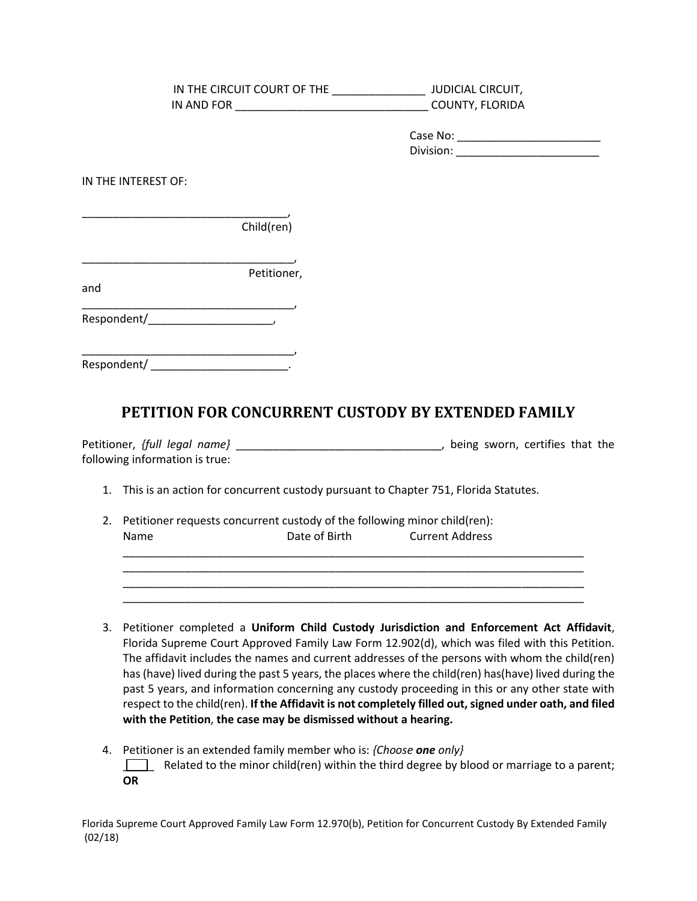IN THE CIRCUIT COURT OF THE _______________ JUDICIAL CIRCUIT,
IN AND FOR ________________________________ COUNTY, FLORIDA

Case No: _______________________
Division: _______________________

IN THE INTEREST OF:

_________________________________,
Child(ren)

___________________________________,
Petitioner,

and

___________________________________,
Respondent/____________________,

___________________________________,
Respondent/ ______________________.

## PETITION FOR CONCURRENT CUSTODY BY EXTENDED FAMILY

Petitioner, *{full legal name}* _________________________________, being sworn, certifies that the following information is true:

1. This is an action for concurrent custody pursuant to Chapter 751, Florida Statutes.

2. Petitioner requests concurrent custody of the following minor child(ren):
   Name Date of Birth Current Address
   ___________________________________________________________________________
   ___________________________________________________________________________
   ___________________________________________________________________________
   ___________________________________________________________________________

3. Petitioner completed a **Uniform Child Custody Jurisdiction and Enforcement Act Affidavit**, Florida Supreme Court Approved Family Law Form 12.902(d), which was filed with this Petition. The affidavit includes the names and current addresses of the persons with whom the child(ren) has (have) lived during the past 5 years, the places where the child(ren) has(have) lived during the past 5 years, and information concerning any custody proceeding in this or any other state with respect to the child(ren). **If the Affidavit is not completely filled out, signed under oath, and filed with the Petition**, **the case may be dismissed without a hearing.**

4. Petitioner is an extended family member who is: *{Choose **one** only}*
   [ ] Related to the minor child(ren) within the third degree by blood or marriage to a parent;
   **OR**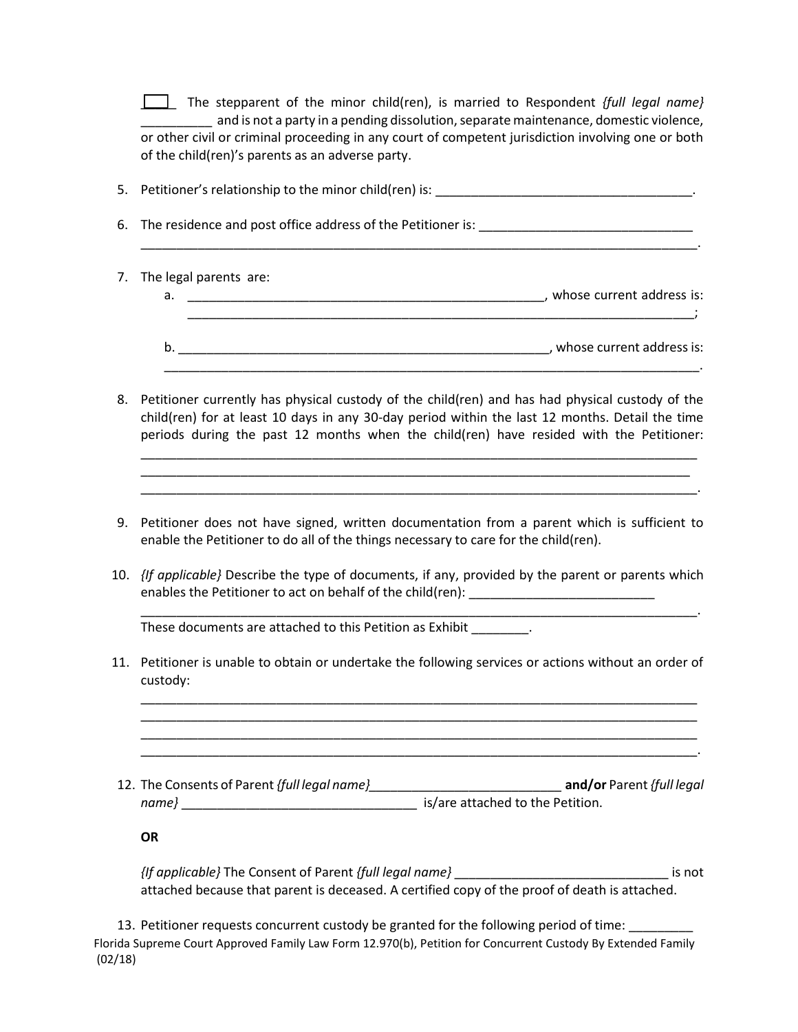____ The stepparent of the minor child(ren), is married to Respondent *{full legal name}* __________ and is not a party in a pending dissolution, separate maintenance, domestic violence, or other civil or criminal proceeding in any court of competent jurisdiction involving one or both of the child(ren)'s parents as an adverse party.

5. Petitioner's relationship to the minor child(ren) is: ____________________________________.

6. The residence and post office address of the Petitioner is: ______________________________ ________________________________________________________________________________.

7. The legal parents are:
   a. ____________________________________________________, whose current address is: ___________________________________________________________________________;

   b. ____________________________________________________, whose current address is: ___________________________________________________________________________.

8. Petitioner currently has physical custody of the child(ren) and has had physical custody of the child(ren) for at least 10 days in any 30-day period within the last 12 months. Detail the time periods during the past 12 months when the child(ren) have resided with the Petitioner: ________________________________________________________________________________ ________________________________________________________________________________ ________________________________________________________________________________.

9. Petitioner does not have signed, written documentation from a parent which is sufficient to enable the Petitioner to do all of the things necessary to care for the child(ren).

10. *{If applicable}* Describe the type of documents, if any, provided by the parent or parents which enables the Petitioner to act on behalf of the child(ren): __________________________ ________________________________________________________________________________.
    These documents are attached to this Petition as Exhibit ________.

11. Petitioner is unable to obtain or undertake the following services or actions without an order of custody:
    ________________________________________________________________________________ ________________________________________________________________________________ ________________________________________________________________________________ ________________________________________________________________________________.

12. The Consents of Parent *{full legal name}*___________________________ **and/or** Parent *{full legal name}* __________________________________ is/are attached to the Petition.

    **OR**

    *{If applicable}* The Consent of Parent *{full legal name}* ______________________________ is not attached because that parent is deceased. A certified copy of the proof of death is attached.

13. Petitioner requests concurrent custody be granted for the following period of time: _________

Florida Supreme Court Approved Family Law Form 12.970(b), Petition for Concurrent Custody By Extended Family (02/18)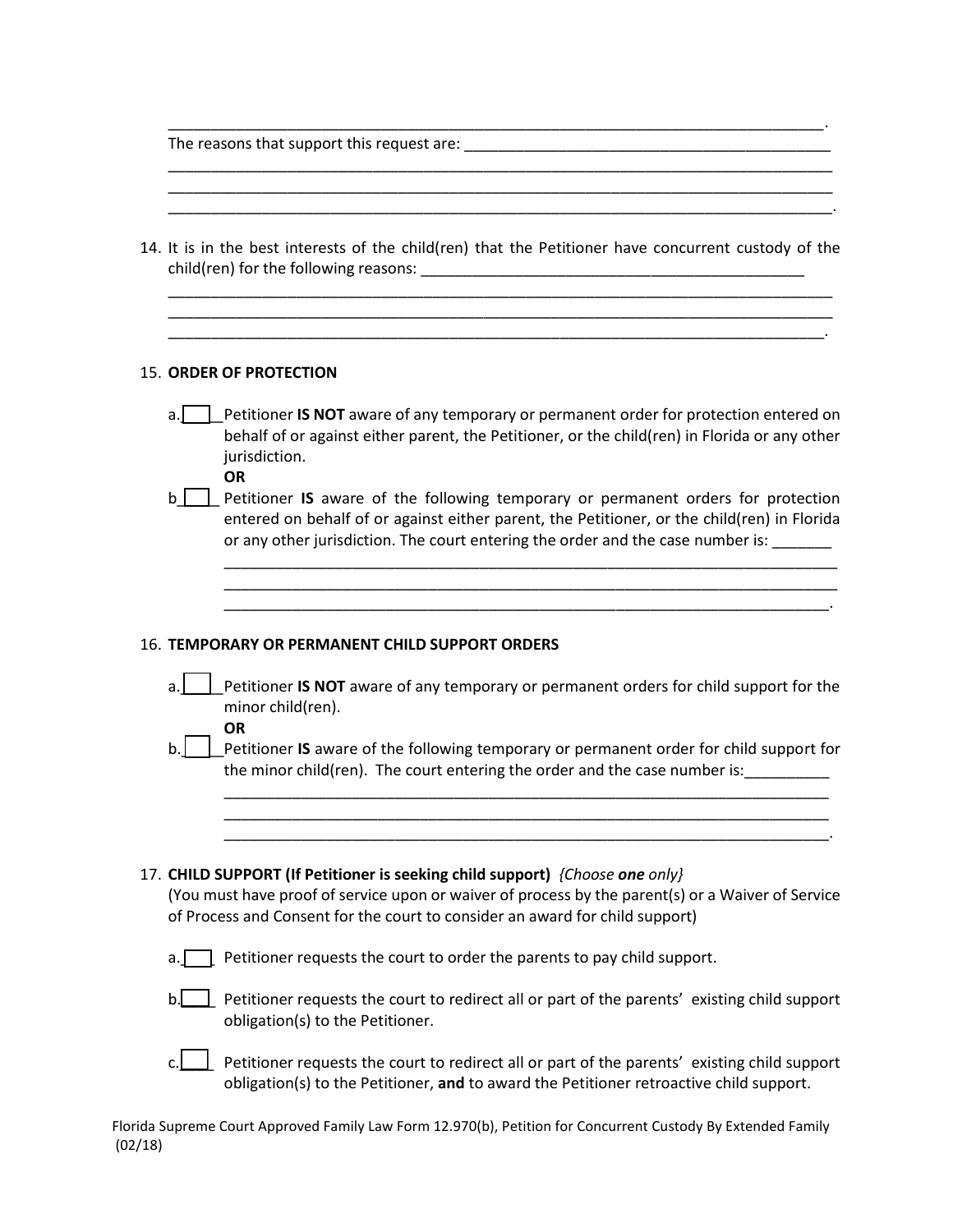______________________________________________________________________________.
The reasons that support this request are: ____________________________________________
______________________________________________________________________________
______________________________________________________________________________
______________________________________________________________________________.

14. It is in the best interests of the child(ren) that the Petitioner have concurrent custody of the child(ren) for the following reasons: ______________________________________________
______________________________________________________________________________
______________________________________________________________________________
______________________________________________________________________________.

15. **ORDER OF PROTECTION**

a.[ ] Petitioner **IS NOT** aware of any temporary or permanent order for protection entered on behalf of or against either parent, the Petitioner, or the child(ren) in Florida or any other jurisdiction.

**OR**

b[ ] Petitioner **IS** aware of the following temporary or permanent orders for protection entered on behalf of or against either parent, the Petitioner, or the child(ren) in Florida or any other jurisdiction. The court entering the order and the case number is: _______
__________________________________________________________________________
__________________________________________________________________________
__________________________________________________________________________.

16. **TEMPORARY OR PERMANENT CHILD SUPPORT ORDERS**

a.[ ] Petitioner **IS NOT** aware of any temporary or permanent orders for child support for the minor child(ren).

**OR**

b.[ ] Petitioner **IS** aware of the following temporary or permanent order for child support for the minor child(ren). The court entering the order and the case number is:__________
__________________________________________________________________________
__________________________________________________________________________
__________________________________________________________________________.

17. **CHILD SUPPORT (If Petitioner is seeking child support)** *{Choose **one** only}*
(You must have proof of service upon or waiver of process by the parent(s) or a Waiver of Service of Process and Consent for the court to consider an award for child support)

a.[ ] Petitioner requests the court to order the parents to pay child support.

b.[ ] Petitioner requests the court to redirect all or part of the parents' existing child support obligation(s) to the Petitioner.

c.[ ] Petitioner requests the court to redirect all or part of the parents' existing child support obligation(s) to the Petitioner, **and** to award the Petitioner retroactive child support.

Florida Supreme Court Approved Family Law Form 12.970(b), Petition for Concurrent Custody By Extended Family (02/18)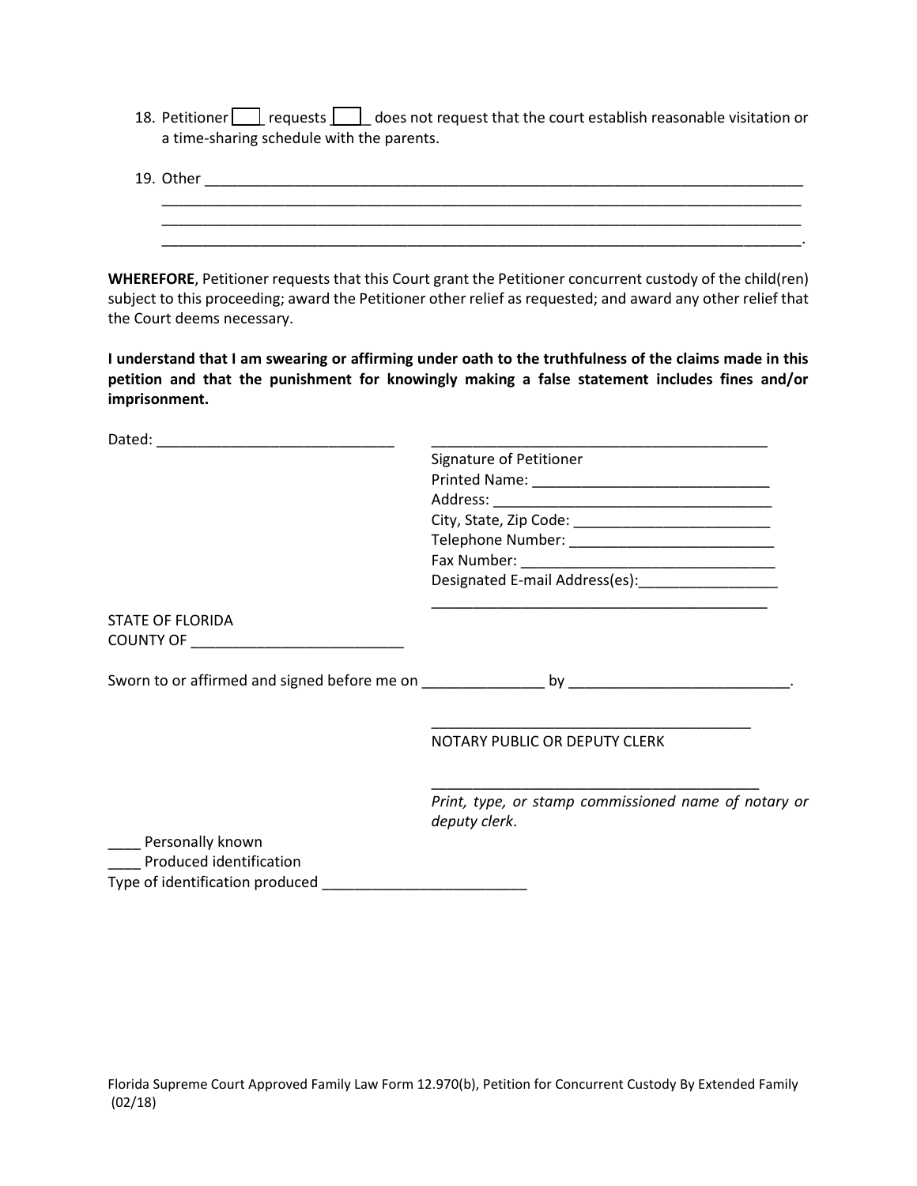18. Petitioner [ ] requests [ ] does not request that the court establish reasonable visitation or a time-sharing schedule with the parents.

19. Other ______________________________________________________________________________
______________________________________________________________________________
______________________________________________________________________________
______________________________________________________________________________.

**WHEREFORE**, Petitioner requests that this Court grant the Petitioner concurrent custody of the child(ren) subject to this proceeding; award the Petitioner other relief as requested; and award any other relief that the Court deems necessary.

**I understand that I am swearing or affirming under oath to the truthfulness of the claims made in this petition and that the punishment for knowingly making a false statement includes fines and/or imprisonment.**

Dated: _____________________________

_________________________________________
Signature of Petitioner
Printed Name: _____________________________
Address: __________________________________
City, State, Zip Code: ________________________
Telephone Number: _________________________
Fax Number: _______________________________
Designated E-mail Address(es):_________________
_________________________________________

STATE OF FLORIDA
COUNTY OF __________________________

Sworn to or affirmed and signed before me on _______________ by ___________________________.

_______________________________________
NOTARY PUBLIC OR DEPUTY CLERK

_______________________________________
*Print, type, or stamp commissioned name of notary or deputy clerk*.

____ Personally known
____ Produced identification
Type of identification produced _________________________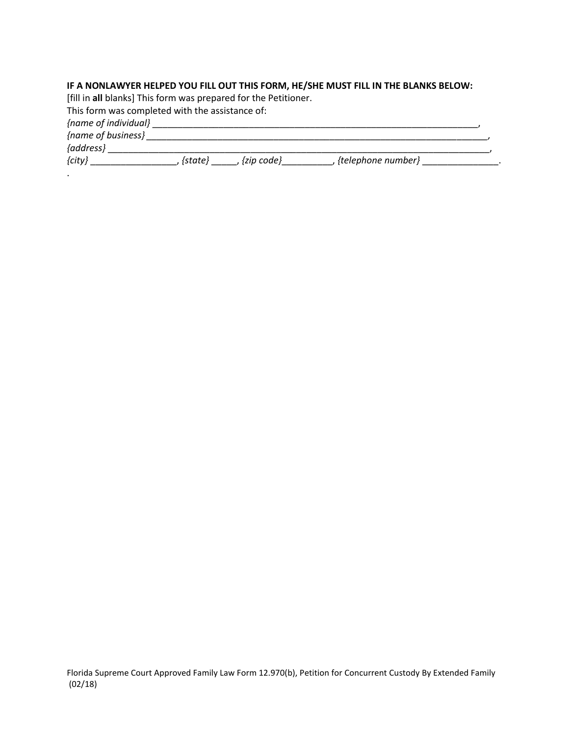**IF A NONLAWYER HELPED YOU FILL OUT THIS FORM, HE/SHE MUST FILL IN THE BLANKS BELOW:**

[fill in **all** blanks] This form was prepared for the Petitioner.

This form was completed with the assistance of:

*{name of individual}* ____________________________________________________________________,

*{name of business}* ______________________________________________________________________,

*{address}* _____________________________________________________________________________,

*{city}* _________________, *{state}* _____, *{zip code}*__________, *{telephone number}* _______________.

.